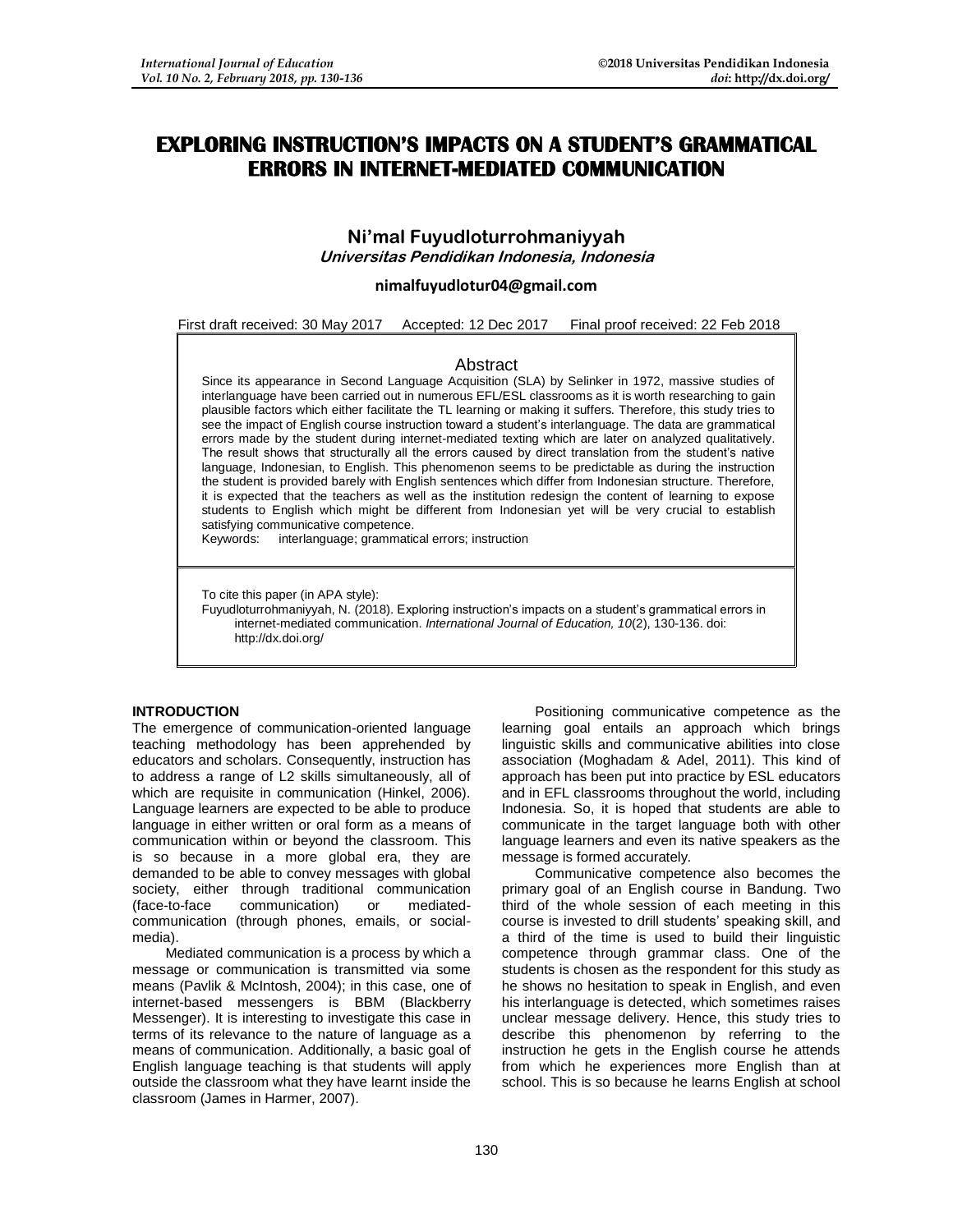# EXPLORING INSTRUCTION'S IMPACTS ON A STUDENT'S GRAMMATICAL ERRORS IN INTERNET-MEDIATED COMMUNICATION

**Ni'mal Fuyudloturrohmaniyyah**
***Universitas Pendidikan Indonesia, Indonesia***

**nimalfuyudlotur04@gmail.com**

First draft received: 30 May 2017 Accepted: 12 Dec 2017 Final proof received: 22 Feb 2018

## Abstract

Since its appearance in Second Language Acquisition (SLA) by Selinker in 1972, massive studies of interlanguage have been carried out in numerous EFL/ESL classrooms as it is worth researching to gain plausible factors which either facilitate the TL learning or making it suffers. Therefore, this study tries to see the impact of English course instruction toward a student's interlanguage. The data are grammatical errors made by the student during internet-mediated texting which are later on analyzed qualitatively. The result shows that structurally all the errors caused by direct translation from the student's native language, Indonesian, to English. This phenomenon seems to be predictable as during the instruction the student is provided barely with English sentences which differ from Indonesian structure. Therefore, it is expected that the teachers as well as the institution redesign the content of learning to expose students to English which might be different from Indonesian yet will be very crucial to establish satisfying communicative competence.

Keywords: interlanguage; grammatical errors; instruction

To cite this paper (in APA style):
Fuyudloturrohmaniyyah, N. (2018). Exploring instruction's impacts on a student's grammatical errors in internet-mediated communication. *International Journal of Education, 10*(2), 130-136. doi: http://dx.doi.org/

## INTRODUCTION

The emergence of communication-oriented language teaching methodology has been apprehended by educators and scholars. Consequently, instruction has to address a range of L2 skills simultaneously, all of which are requisite in communication (Hinkel, 2006). Language learners are expected to be able to produce language in either written or oral form as a means of communication within or beyond the classroom. This is so because in a more global era, they are demanded to be able to convey messages with global society, either through traditional communication (face-to-face communication) or mediated-communication (through phones, emails, or social-media).

Mediated communication is a process by which a message or communication is transmitted via some means (Pavlik & McIntosh, 2004); in this case, one of internet-based messengers is BBM (Blackberry Messenger). It is interesting to investigate this case in terms of its relevance to the nature of language as a means of communication. Additionally, a basic goal of English language teaching is that students will apply outside the classroom what they have learnt inside the classroom (James in Harmer, 2007).

Positioning communicative competence as the learning goal entails an approach which brings linguistic skills and communicative abilities into close association (Moghadam & Adel, 2011). This kind of approach has been put into practice by ESL educators and in EFL classrooms throughout the world, including Indonesia. So, it is hoped that students are able to communicate in the target language both with other language learners and even its native speakers as the message is formed accurately.

Communicative competence also becomes the primary goal of an English course in Bandung. Two third of the whole session of each meeting in this course is invested to drill students' speaking skill, and a third of the time is used to build their linguistic competence through grammar class. One of the students is chosen as the respondent for this study as he shows no hesitation to speak in English, and even his interlanguage is detected, which sometimes raises unclear message delivery. Hence, this study tries to describe this phenomenon by referring to the instruction he gets in the English course he attends from which he experiences more English than at school. This is so because he learns English at school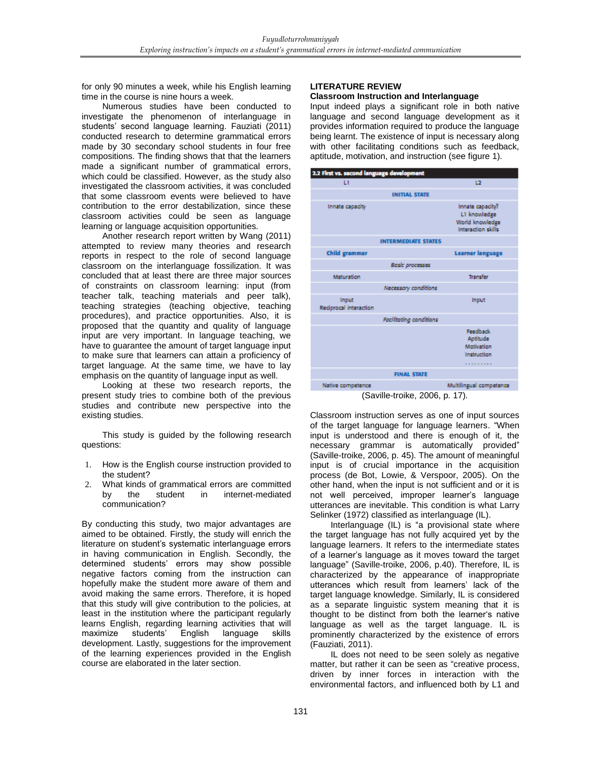for only 90 minutes a week, while his English learning time in the course is nine hours a week.

Numerous studies have been conducted to investigate the phenomenon of interlanguage in students' second language learning. Fauziati (2011) conducted research to determine grammatical errors made by 30 secondary school students in four free compositions. The finding shows that that the learners made a significant number of grammatical errors, which could be classified. However, as the study also investigated the classroom activities, it was concluded that some classroom events were believed to have contribution to the error destabilization, since these classroom activities could be seen as language learning or language acquisition opportunities.

Another research report written by Wang (2011) attempted to review many theories and research reports in respect to the role of second language classroom on the interlanguage fossilization. It was concluded that at least there are three major sources of constraints on classroom learning: input (from teacher talk, teaching materials and peer talk), teaching strategies (teaching objective, teaching procedures), and practice opportunities. Also, it is proposed that the quantity and quality of language input are very important. In language teaching, we have to guarantee the amount of target language input to make sure that learners can attain a proficiency of target language. At the same time, we have to lay emphasis on the quantity of language input as well.

Looking at these two research reports, the present study tries to combine both of the previous studies and contribute new perspective into the existing studies.

This study is guided by the following research questions:

1. How is the English course instruction provided to the student?
2. What kinds of grammatical errors are committed by the student in internet-mediated communication?

By conducting this study, two major advantages are aimed to be obtained. Firstly, the study will enrich the literature on student's systematic interlanguage errors in having communication in English. Secondly, the determined students' errors may show possible negative factors coming from the instruction can hopefully make the student more aware of them and avoid making the same errors. Therefore, it is hoped that this study will give contribution to the policies, at least in the institution where the participant regularly learns English, regarding learning activities that will maximize students' English language skills development. Lastly, suggestions for the improvement of the learning experiences provided in the English course are elaborated in the later section.

## LITERATURE REVIEW

### Classroom Instruction and Interlanguage

Input indeed plays a significant role in both native language and second language development as it provides information required to produce the language being learnt. The existence of input is necessary along with other facilitating conditions such as feedback, aptitude, motivation, and instruction (see figure 1).

| **2.2 First vs. second language development** | | |
|---|---|---|
| L1 | | L2 |
| | **INITIAL STATE** | |
| Innate capacity | | Innate capacity?<br>L1 knowledge<br>World knowledge<br>Interaction skills |
| | **INTERMEDIATE STATES** | |
| **Child grammar** | | **Learner language** |
| | *Basic processes* | |
| Maturation | | Transfer |
| | *Necessary conditions* | |
| Input<br>Reciprocal interaction | | Input |
| | *Facilitating conditions* | |
| | | Feedback<br>Aptitude<br>Motivation<br>Instruction<br>......... |
| | **FINAL STATE** | |
| Native competence | | Multilingual competence |

(Saville-troike, 2006, p. 17).

Classroom instruction serves as one of input sources of the target language for language learners. "When input is understood and there is enough of it, the necessary grammar is automatically provided" (Saville-troike, 2006, p. 45). The amount of meaningful input is of crucial importance in the acquisition process (de Bot, Lowie, & Verspoor, 2005). On the other hand, when the input is not sufficient and or it is not well perceived, improper learner's language utterances are inevitable. This condition is what Larry Selinker (1972) classified as interlanguage (IL).

Interlanguage (IL) is "a provisional state where the target language has not fully acquired yet by the language learners. It refers to the intermediate states of a learner's language as it moves toward the target language" (Saville-troike, 2006, p.40). Therefore, IL is characterized by the appearance of inappropriate utterances which result from learners' lack of the target language knowledge. Similarly, IL is considered as a separate linguistic system meaning that it is thought to be distinct from both the learner's native language as well as the target language. IL is prominently characterized by the existence of errors (Fauziati, 2011).

IL does not need to be seen solely as negative matter, but rather it can be seen as "creative process, driven by inner forces in interaction with the environmental factors, and influenced both by L1 and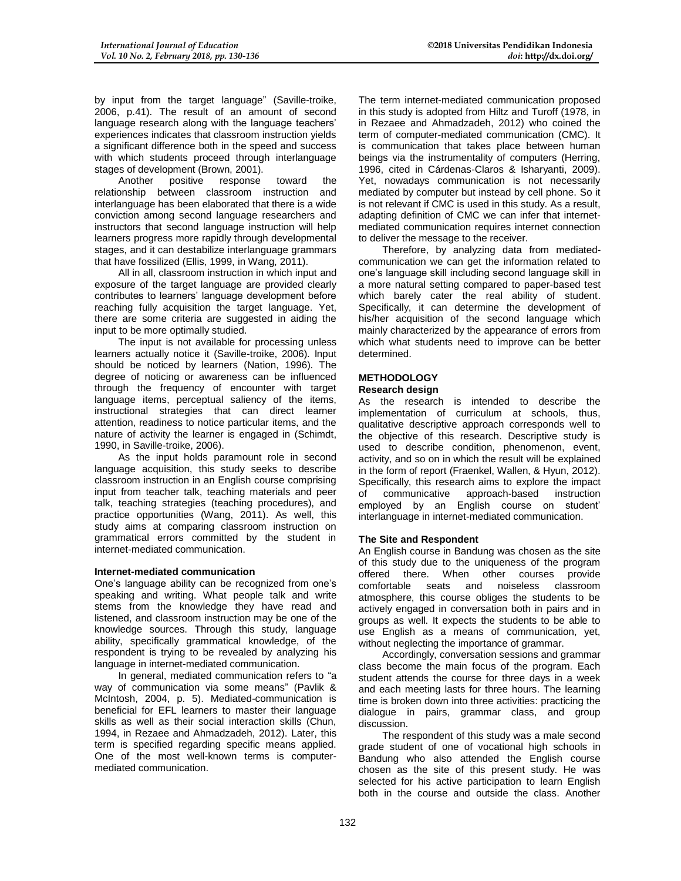by input from the target language" (Saville-troike, 2006, p.41). The result of an amount of second language research along with the language teachers' experiences indicates that classroom instruction yields a significant difference both in the speed and success with which students proceed through interlanguage stages of development (Brown, 2001).

Another positive response toward the relationship between classroom instruction and interlanguage has been elaborated that there is a wide conviction among second language researchers and instructors that second language instruction will help learners progress more rapidly through developmental stages, and it can destabilize interlanguage grammars that have fossilized (Ellis, 1999, in Wang, 2011).

All in all, classroom instruction in which input and exposure of the target language are provided clearly contributes to learners' language development before reaching fully acquisition the target language. Yet, there are some criteria are suggested in aiding the input to be more optimally studied.

The input is not available for processing unless learners actually notice it (Saville-troike, 2006). Input should be noticed by learners (Nation, 1996). The degree of noticing or awareness can be influenced through the frequency of encounter with target language items, perceptual saliency of the items, instructional strategies that can direct learner attention, readiness to notice particular items, and the nature of activity the learner is engaged in (Schimdt, 1990, in Saville-troike, 2006).

As the input holds paramount role in second language acquisition, this study seeks to describe classroom instruction in an English course comprising input from teacher talk, teaching materials and peer talk, teaching strategies (teaching procedures), and practice opportunities (Wang, 2011). As well, this study aims at comparing classroom instruction on grammatical errors committed by the student in internet-mediated communication.

#### Internet-mediated communication

One's language ability can be recognized from one's speaking and writing. What people talk and write stems from the knowledge they have read and listened, and classroom instruction may be one of the knowledge sources. Through this study, language ability, specifically grammatical knowledge, of the respondent is trying to be revealed by analyzing his language in internet-mediated communication.

In general, mediated communication refers to "a way of communication via some means" (Pavlik & McIntosh, 2004, p. 5). Mediated-communication is beneficial for EFL learners to master their language skills as well as their social interaction skills (Chun, 1994, in Rezaee and Ahmadzadeh, 2012). Later, this term is specified regarding specific means applied. One of the most well-known terms is computer-mediated communication.

The term internet-mediated communication proposed in this study is adopted from Hiltz and Turoff (1978, in in Rezaee and Ahmadzadeh, 2012) who coined the term of computer-mediated communication (CMC). It is communication that takes place between human beings via the instrumentality of computers (Herring, 1996, cited in Cárdenas-Claros & Isharyanti, 2009). Yet, nowadays communication is not necessarily mediated by computer but instead by cell phone. So it is not relevant if CMC is used in this study. As a result, adapting definition of CMC we can infer that internet-mediated communication requires internet connection to deliver the message to the receiver.

Therefore, by analyzing data from mediated-communication we can get the information related to one's language skill including second language skill in a more natural setting compared to paper-based test which barely cater the real ability of student. Specifically, it can determine the development of his/her acquisition of the second language which mainly characterized by the appearance of errors from which what students need to improve can be better determined.

## METHODOLOGY

#### Research design

As the research is intended to describe the implementation of curriculum at schools, thus, qualitative descriptive approach corresponds well to the objective of this research. Descriptive study is used to describe condition, phenomenon, event, activity, and so on in which the result will be explained in the form of report (Fraenkel, Wallen, & Hyun, 2012). Specifically, this research aims to explore the impact of communicative approach-based instruction employed by an English course on student' interlanguage in internet-mediated communication.

#### The Site and Respondent

An English course in Bandung was chosen as the site of this study due to the uniqueness of the program offered there. When other courses provide comfortable seats and noiseless classroom atmosphere, this course obliges the students to be actively engaged in conversation both in pairs and in groups as well. It expects the students to be able to use English as a means of communication, yet, without neglecting the importance of grammar.

Accordingly, conversation sessions and grammar class become the main focus of the program. Each student attends the course for three days in a week and each meeting lasts for three hours. The learning time is broken down into three activities: practicing the dialogue in pairs, grammar class, and group discussion.

The respondent of this study was a male second grade student of one of vocational high schools in Bandung who also attended the English course chosen as the site of this present study. He was selected for his active participation to learn English both in the course and outside the class. Another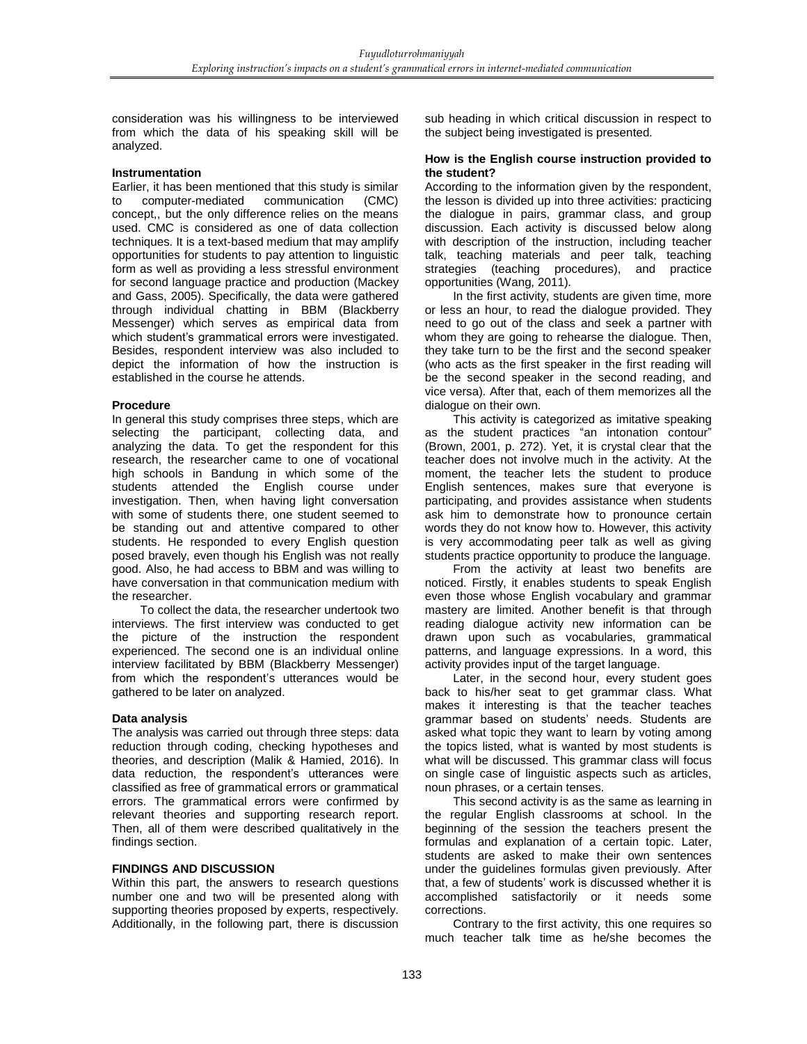consideration was his willingness to be interviewed from which the data of his speaking skill will be analyzed.

### Instrumentation

Earlier, it has been mentioned that this study is similar to computer-mediated communication (CMC) concept,, but the only difference relies on the means used. CMC is considered as one of data collection techniques. It is a text-based medium that may amplify opportunities for students to pay attention to linguistic form as well as providing a less stressful environment for second language practice and production (Mackey and Gass, 2005). Specifically, the data were gathered through individual chatting in BBM (Blackberry Messenger) which serves as empirical data from which student's grammatical errors were investigated. Besides, respondent interview was also included to depict the information of how the instruction is established in the course he attends.

### Procedure

In general this study comprises three steps, which are selecting the participant, collecting data, and analyzing the data. To get the respondent for this research, the researcher came to one of vocational high schools in Bandung in which some of the students attended the English course under investigation. Then, when having light conversation with some of students there, one student seemed to be standing out and attentive compared to other students. He responded to every English question posed bravely, even though his English was not really good. Also, he had access to BBM and was willing to have conversation in that communication medium with the researcher.

To collect the data, the researcher undertook two interviews. The first interview was conducted to get the picture of the instruction the respondent experienced. The second one is an individual online interview facilitated by BBM (Blackberry Messenger) from which the respondent's utterances would be gathered to be later on analyzed.

### Data analysis

The analysis was carried out through three steps: data reduction through coding, checking hypotheses and theories, and description (Malik & Hamied, 2016). In data reduction, the respondent's utterances were classified as free of grammatical errors or grammatical errors. The grammatical errors were confirmed by relevant theories and supporting research report. Then, all of them were described qualitatively in the findings section.

## FINDINGS AND DISCUSSION

Within this part, the answers to research questions number one and two will be presented along with supporting theories proposed by experts, respectively. Additionally, in the following part, there is discussion sub heading in which critical discussion in respect to the subject being investigated is presented.

### How is the English course instruction provided to the student?

According to the information given by the respondent, the lesson is divided up into three activities: practicing the dialogue in pairs, grammar class, and group discussion. Each activity is discussed below along with description of the instruction, including teacher talk, teaching materials and peer talk, teaching strategies (teaching procedures), and practice opportunities (Wang, 2011).

In the first activity, students are given time, more or less an hour, to read the dialogue provided. They need to go out of the class and seek a partner with whom they are going to rehearse the dialogue. Then, they take turn to be the first and the second speaker (who acts as the first speaker in the first reading will be the second speaker in the second reading, and vice versa). After that, each of them memorizes all the dialogue on their own.

This activity is categorized as imitative speaking as the student practices "an intonation contour" (Brown, 2001, p. 272). Yet, it is crystal clear that the teacher does not involve much in the activity. At the moment, the teacher lets the student to produce English sentences, makes sure that everyone is participating, and provides assistance when students ask him to demonstrate how to pronounce certain words they do not know how to. However, this activity is very accommodating peer talk as well as giving students practice opportunity to produce the language.

From the activity at least two benefits are noticed. Firstly, it enables students to speak English even those whose English vocabulary and grammar mastery are limited. Another benefit is that through reading dialogue activity new information can be drawn upon such as vocabularies, grammatical patterns, and language expressions. In a word, this activity provides input of the target language.

Later, in the second hour, every student goes back to his/her seat to get grammar class. What makes it interesting is that the teacher teaches grammar based on students' needs. Students are asked what topic they want to learn by voting among the topics listed, what is wanted by most students is what will be discussed. This grammar class will focus on single case of linguistic aspects such as articles, noun phrases, or a certain tenses.

This second activity is as the same as learning in the regular English classrooms at school. In the beginning of the session the teachers present the formulas and explanation of a certain topic. Later, students are asked to make their own sentences under the guidelines formulas given previously. After that, a few of students' work is discussed whether it is accomplished satisfactorily or it needs some corrections.

Contrary to the first activity, this one requires so much teacher talk time as he/she becomes the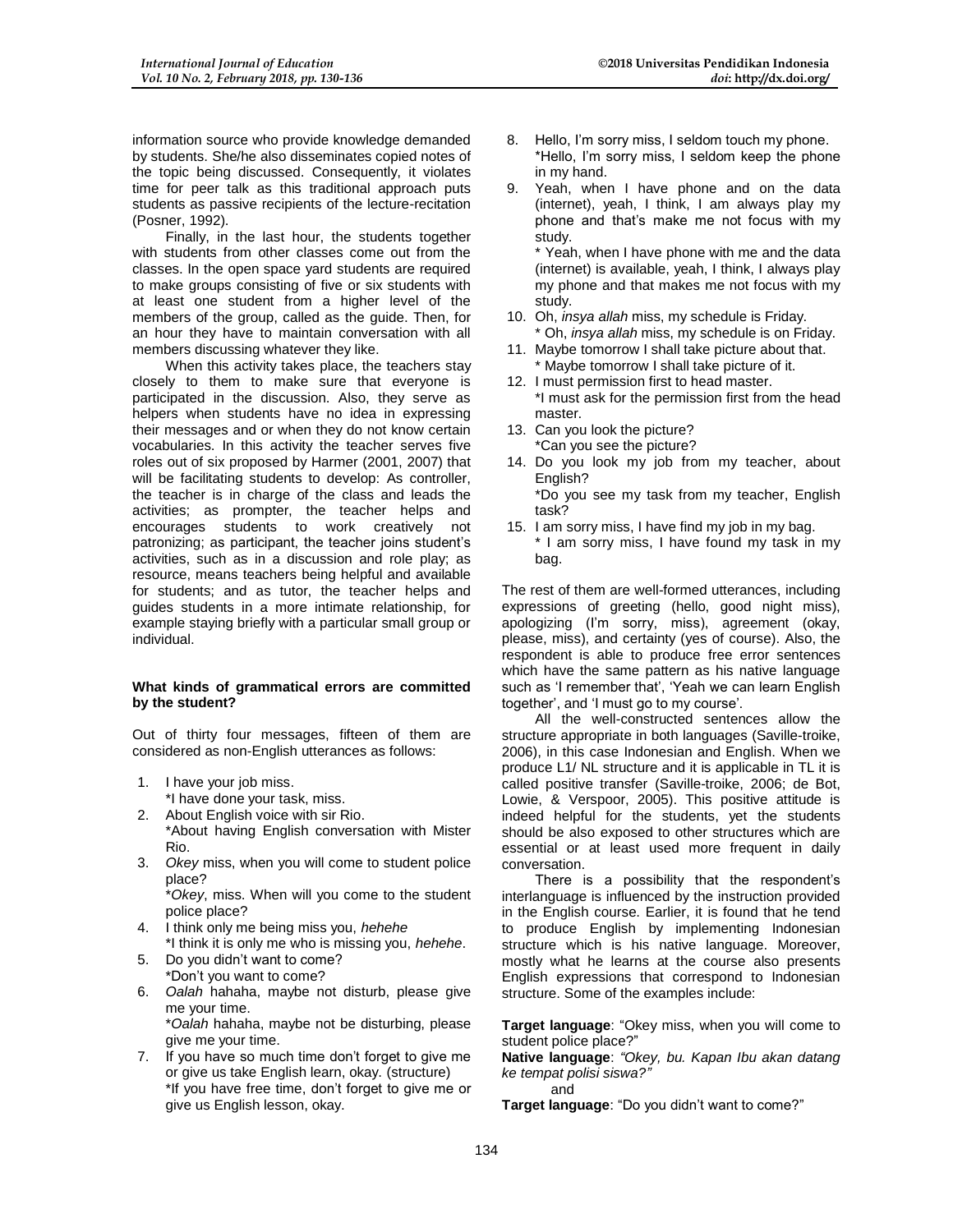information source who provide knowledge demanded by students. She/he also disseminates copied notes of the topic being discussed. Consequently, it violates time for peer talk as this traditional approach puts students as passive recipients of the lecture-recitation (Posner, 1992).

Finally, in the last hour, the students together with students from other classes come out from the classes. In the open space yard students are required to make groups consisting of five or six students with at least one student from a higher level of the members of the group, called as the guide. Then, for an hour they have to maintain conversation with all members discussing whatever they like.

When this activity takes place, the teachers stay closely to them to make sure that everyone is participated in the discussion. Also, they serve as helpers when students have no idea in expressing their messages and or when they do not know certain vocabularies. In this activity the teacher serves five roles out of six proposed by Harmer (2001, 2007) that will be facilitating students to develop: As controller, the teacher is in charge of the class and leads the activities; as prompter, the teacher helps and encourages students to work creatively not patronizing; as participant, the teacher joins student's activities, such as in a discussion and role play; as resource, means teachers being helpful and available for students; and as tutor, the teacher helps and guides students in a more intimate relationship, for example staying briefly with a particular small group or individual.

**What kinds of grammatical errors are committed by the student?**

Out of thirty four messages, fifteen of them are considered as non-English utterances as follows:

1. I have your job miss.
   *I have done your task, miss.
2. About English voice with sir Rio.
   *About having English conversation with Mister Rio.
3. *Okey* miss, when you will come to student police place?
   **Okey*, miss. When will you come to the student police place?
4. I think only me being miss you, *hehehe*
   *I think it is only me who is missing you, *hehehe*.
5. Do you didn't want to come?
   *Don't you want to come?
6. *Oalah* hahaha, maybe not disturb, please give me your time.
   **Oalah* hahaha, maybe not be disturbing, please give me your time.
7. If you have so much time don't forget to give me or give us take English learn, okay. (structure)
   *If you have free time, don't forget to give me or give us English lesson, okay.
8. Hello, I'm sorry miss, I seldom touch my phone.
   *Hello, I'm sorry miss, I seldom keep the phone in my hand.
9. Yeah, when I have phone and on the data (internet), yeah, I think, I am always play my phone and that's make me not focus with my study.
   * Yeah, when I have phone with me and the data (internet) is available, yeah, I think, I always play my phone and that makes me not focus with my study.
10. Oh, *insya allah* miss, my schedule is Friday.
    * Oh, *insya allah* miss, my schedule is on Friday.
11. Maybe tomorrow I shall take picture about that.
    * Maybe tomorrow I shall take picture of it.
12. I must permission first to head master.
    *I must ask for the permission first from the head master.
13. Can you look the picture?
    *Can you see the picture?
14. Do you look my job from my teacher, about English?
    *Do you see my task from my teacher, English task?
15. I am sorry miss, I have find my job in my bag.
    * I am sorry miss, I have found my task in my bag.

The rest of them are well-formed utterances, including expressions of greeting (hello, good night miss), apologizing (I'm sorry, miss), agreement (okay, please, miss), and certainty (yes of course). Also, the respondent is able to produce free error sentences which have the same pattern as his native language such as 'I remember that', 'Yeah we can learn English together', and 'I must go to my course'.

All the well-constructed sentences allow the structure appropriate in both languages (Saville-troike, 2006), in this case Indonesian and English. When we produce L1/ NL structure and it is applicable in TL it is called positive transfer (Saville-troike, 2006; de Bot, Lowie, & Verspoor, 2005). This positive attitude is indeed helpful for the students, yet the students should be also exposed to other structures which are essential or at least used more frequent in daily conversation.

There is a possibility that the respondent's interlanguage is influenced by the instruction provided in the English course. Earlier, it is found that he tend to produce English by implementing Indonesian structure which is his native language. Moreover, mostly what he learns at the course also presents English expressions that correspond to Indonesian structure. Some of the examples include:

**Target language**: "Okey miss, when you will come to student police place?"
**Native language**: *"Okey, bu. Kapan Ibu akan datang ke tempat polisi siswa?"*
and
**Target language**: "Do you didn't want to come?"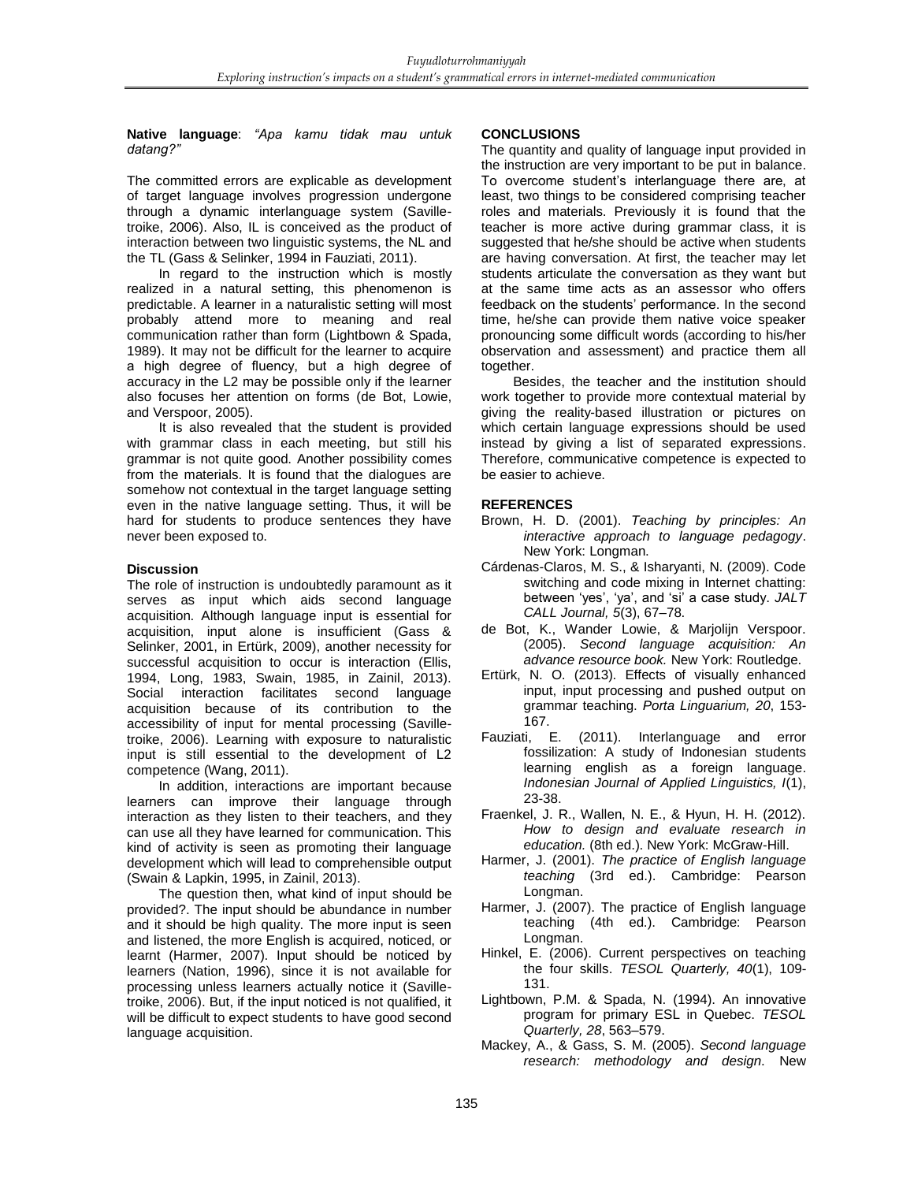**Native language**: *"Apa kamu tidak mau untuk datang?"*

The committed errors are explicable as development of target language involves progression undergone through a dynamic interlanguage system (Saville-troike, 2006). Also, IL is conceived as the product of interaction between two linguistic systems, the NL and the TL (Gass & Selinker, 1994 in Fauziati, 2011).

In regard to the instruction which is mostly realized in a natural setting, this phenomenon is predictable. A learner in a naturalistic setting will most probably attend more to meaning and real communication rather than form (Lightbown & Spada, 1989). It may not be difficult for the learner to acquire a high degree of fluency, but a high degree of accuracy in the L2 may be possible only if the learner also focuses her attention on forms (de Bot, Lowie, and Verspoor, 2005).

It is also revealed that the student is provided with grammar class in each meeting, but still his grammar is not quite good. Another possibility comes from the materials. It is found that the dialogues are somehow not contextual in the target language setting even in the native language setting. Thus, it will be hard for students to produce sentences they have never been exposed to.

### Discussion

The role of instruction is undoubtedly paramount as it serves as input which aids second language acquisition. Although language input is essential for acquisition, input alone is insufficient (Gass & Selinker, 2001, in Ertürk, 2009), another necessity for successful acquisition to occur is interaction (Ellis, 1994, Long, 1983, Swain, 1985, in Zainil, 2013). Social interaction facilitates second language acquisition because of its contribution to the accessibility of input for mental processing (Saville-troike, 2006). Learning with exposure to naturalistic input is still essential to the development of L2 competence (Wang, 2011).

In addition, interactions are important because learners can improve their language through interaction as they listen to their teachers, and they can use all they have learned for communication. This kind of activity is seen as promoting their language development which will lead to comprehensible output (Swain & Lapkin, 1995, in Zainil, 2013).

The question then, what kind of input should be provided?. The input should be abundance in number and it should be high quality. The more input is seen and listened, the more English is acquired, noticed, or learnt (Harmer, 2007). Input should be noticed by learners (Nation, 1996), since it is not available for processing unless learners actually notice it (Saville-troike, 2006). But, if the input noticed is not qualified, it will be difficult to expect students to have good second language acquisition.

## CONCLUSIONS

The quantity and quality of language input provided in the instruction are very important to be put in balance. To overcome student's interlanguage there are, at least, two things to be considered comprising teacher roles and materials. Previously it is found that the teacher is more active during grammar class, it is suggested that he/she should be active when students are having conversation. At first, the teacher may let students articulate the conversation as they want but at the same time acts as an assessor who offers feedback on the students' performance. In the second time, he/she can provide them native voice speaker pronouncing some difficult words (according to his/her observation and assessment) and practice them all together.

Besides, the teacher and the institution should work together to provide more contextual material by giving the reality-based illustration or pictures on which certain language expressions should be used instead by giving a list of separated expressions. Therefore, communicative competence is expected to be easier to achieve.

## REFERENCES

Brown, H. D. (2001). *Teaching by principles: An interactive approach to language pedagogy*. New York: Longman.

Cárdenas-Claros, M. S., & Isharyanti, N. (2009). Code switching and code mixing in Internet chatting: between 'yes', 'ya', and 'si' a case study. *JALT CALL Journal, 5*(3), 67–78.

de Bot, K., Wander Lowie, & Marjolijn Verspoor. (2005). *Second language acquisition: An advance resource book.* New York: Routledge.

Ertürk, N. O. (2013). Effects of visually enhanced input, input processing and pushed output on grammar teaching. *Porta Linguarium, 20*, 153-167.

Fauziati, E. (2011). Interlanguage and error fossilization: A study of Indonesian students learning english as a foreign language. *Indonesian Journal of Applied Linguistics, I*(1), 23-38.

Fraenkel, J. R., Wallen, N. E., & Hyun, H. H. (2012). *How to design and evaluate research in education.* (8th ed.). New York: McGraw-Hill.

Harmer, J. (2001). *The practice of English language teaching* (3rd ed.). Cambridge: Pearson Longman.

Harmer, J. (2007). The practice of English language teaching (4th ed.). Cambridge: Pearson Longman.

Hinkel, E. (2006). Current perspectives on teaching the four skills. *TESOL Quarterly, 40*(1), 109-131.

Lightbown, P.M. & Spada, N. (1994). An innovative program for primary ESL in Quebec. *TESOL Quarterly, 28*, 563–579.

Mackey, A., & Gass, S. M. (2005). *Second language research: methodology and design*. New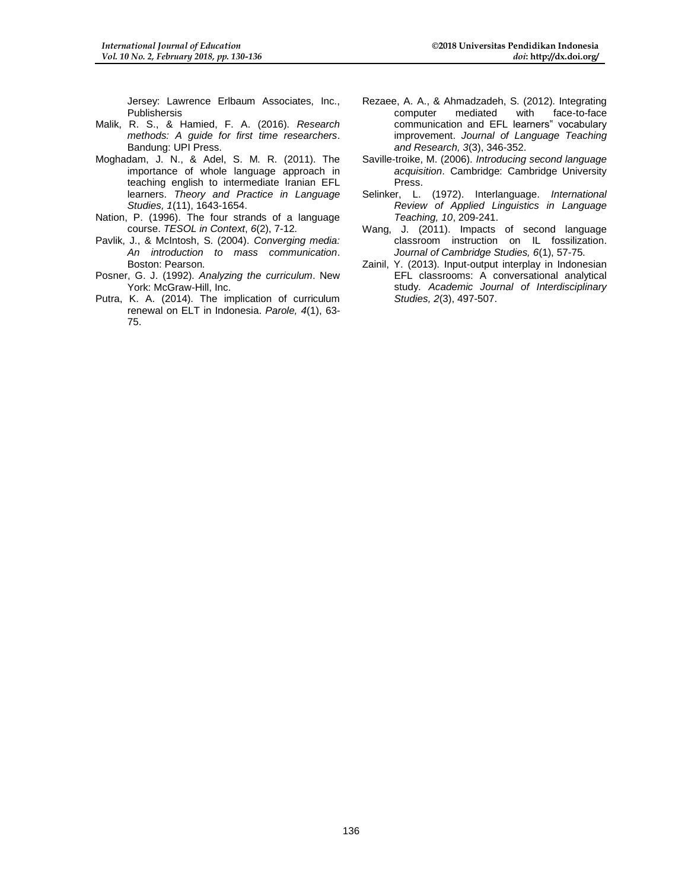Jersey: Lawrence Erlbaum Associates, Inc., Publishersis

Malik, R. S., & Hamied, F. A. (2016). *Research methods: A guide for first time researchers*. Bandung: UPI Press.

Moghadam, J. N., & Adel, S. M. R. (2011). The importance of whole language approach in teaching english to intermediate Iranian EFL learners. *Theory and Practice in Language Studies, 1*(11), 1643-1654.

Nation, P. (1996). The four strands of a language course. *TESOL in Context*, *6*(2), 7-12.

Pavlik, J., & McIntosh, S. (2004). *Converging media: An introduction to mass communication*. Boston: Pearson.

Posner, G. J. (1992). *Analyzing the curriculum*. New York: McGraw-Hill, Inc.

Putra, K. A. (2014). The implication of curriculum renewal on ELT in Indonesia. *Parole, 4*(1), 63-75.

Rezaee, A. A., & Ahmadzadeh, S. (2012). Integrating computer mediated with face-to-face communication and EFL learners" vocabulary improvement. *Journal of Language Teaching and Research, 3*(3), 346-352.

Saville-troike, M. (2006). *Introducing second language acquisition*. Cambridge: Cambridge University Press.

Selinker, L. (1972). Interlanguage. *International Review of Applied Linguistics in Language Teaching, 10*, 209-241.

Wang, J. (2011). Impacts of second language classroom instruction on IL fossilization. *Journal of Cambridge Studies, 6*(1), 57-75.

Zainil, Y. (2013). Input-output interplay in Indonesian EFL classrooms: A conversational analytical study. *Academic Journal of Interdisciplinary Studies, 2*(3), 497-507.